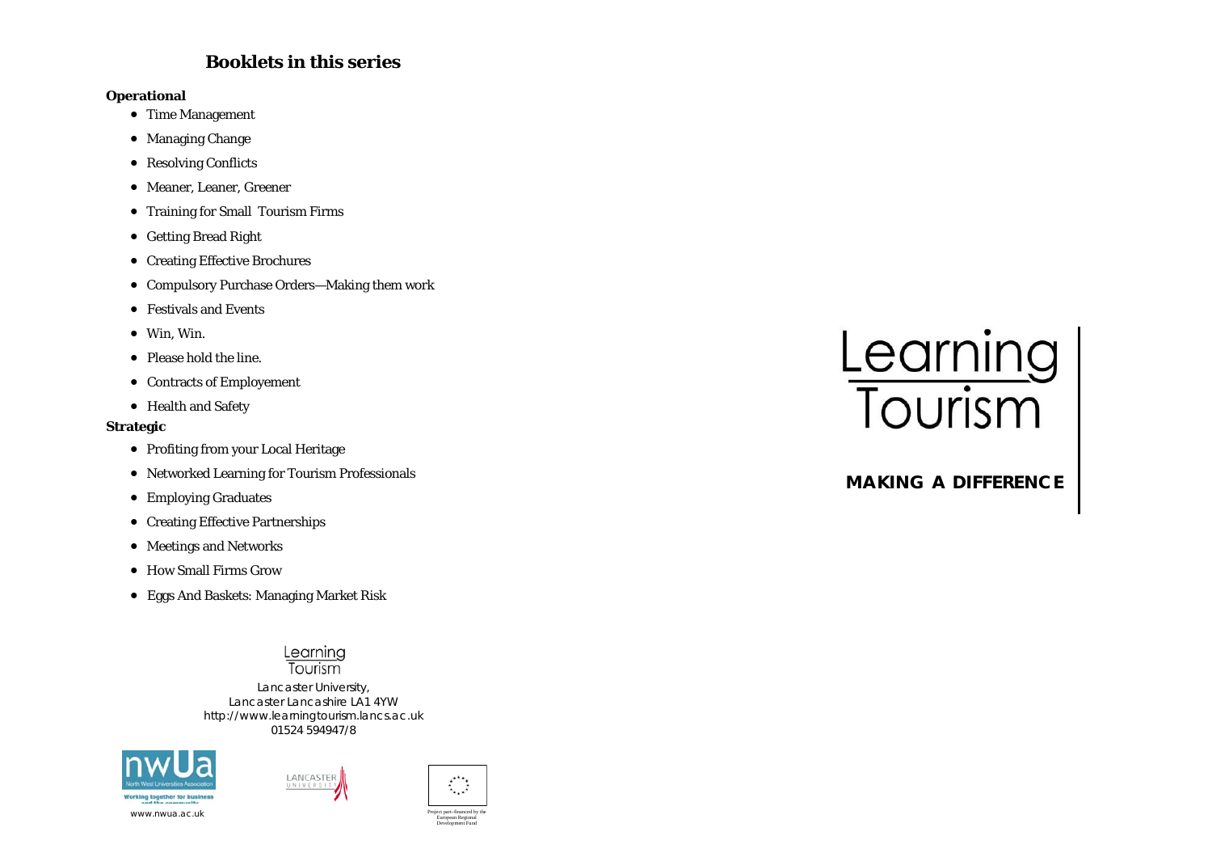## Booklets in this series

**Operational**

- Time Management
- Managing Change
- Resolving Conflicts
- Meaner, Leaner, Greener
- Training for Small Tourism Firms
- Getting Bread Right
- Creating Effective Brochures
- Compulsory Purchase Orders—Making them work
- Festivals and Events
- Win, Win.
- Please hold the line.
- Contracts of Employement
- Health and Safety

**Strategic**

- Profiting from your Local Heritage
- Networked Learning for Tourism Professionals
- Employing Graduates
- Creating Effective Partnerships
- Meetings and Networks
- How Small Firms Grow
- Eggs And Baskets: Managing Market Risk

Learning Tourism

*Lancaster University,*
*Lancaster Lancashire LA1 4YW*
*http://www.learningtourism.lancs.ac.uk*
*01524 594947/8*

nwUa North West Universities Association
Working together for business and the community
www.nwua.ac.uk

LANCASTER UNIVERSITY

Project part–financed by the European Regional Development Fund

# Learning Tourism

## MAKING A DIFFERENCE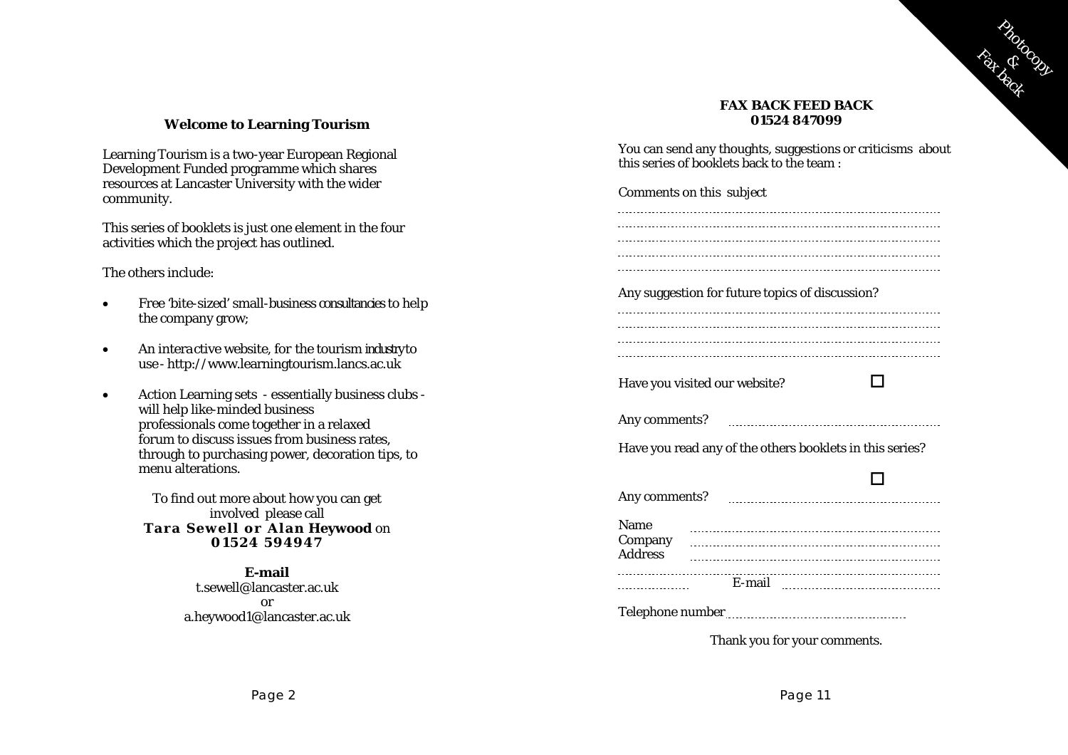## Welcome to Learning Tourism

Learning Tourism is a two-year European Regional Development Funded programme which shares resources at Lancaster University with the wider community.

This series of booklets is just one element in the four activities which the project has outlined.

The others include:

- Free 'bite-sized' small-business consultancies to help the company grow;
- An interactive website, for the tourism industry to use - http://www.learningtourism.lancs.ac.uk
- Action Learning sets - essentially business clubs - will help like-minded business professionals come together in a relaxed forum to discuss issues from business rates, through to purchasing power, decoration tips, to menu alterations.

To find out more about how you can get involved please call **Tara Sewell or Alan Heywood** on **01524 594947**

**E-mail**
t.sewell@lancaster.ac.uk
or
a.heywood1@lancaster.ac.uk

Photocopy & Fax back

**FAX BACK FEED BACK**
**01524 847099**

You can send any thoughts, suggestions or criticisms about this series of booklets back to the team :

Comments on this subject

..........................................................................................
..........................................................................................
..........................................................................................
..........................................................................................
..........................................................................................

Any suggestion for future topics of discussion?

..........................................................................................
..........................................................................................
..........................................................................................
..........................................................................................

Have you visited our website? ☐

Any comments? ..........................................................

Have you read any of the others booklets in this series?

☐

Any comments? ..........................................................

Name ..........................................................
Company ..........................................................
Address ..........................................................
..........................................................................................
.................... E-mail ..........................................

Telephone number ..........................................................

Thank you for your comments.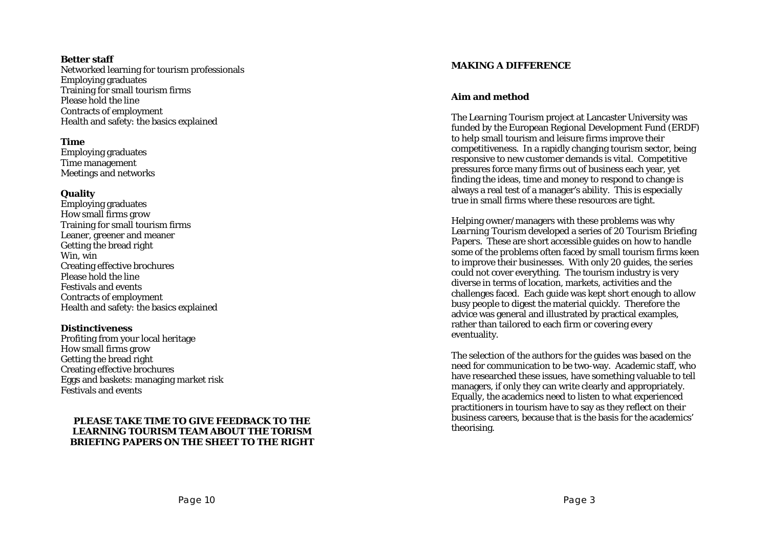**Better staff**
Networked learning for tourism professionals
Employing graduates
Training for small tourism firms
Please hold the line
Contracts of employment
Health and safety: the basics explained

**Time**
Employing graduates
Time management
Meetings and networks

**Quality**
Employing graduates
How small firms grow
Training for small tourism firms
Leaner, greener and meaner
Getting the bread right
Win, win
Creating effective brochures
Please hold the line
Festivals and events
Contracts of employment
Health and safety: the basics explained

**Distinctiveness**
Profiting from your local heritage
How small firms grow
Getting the bread right
Creating effective brochures
Eggs and baskets: managing market risk
Festivals and events

**PLEASE TAKE TIME TO GIVE FEEDBACK TO THE LEARNING TOURISM TEAM ABOUT THE TORISM BRIEFING PAPERS ON THE SHEET TO THE RIGHT**

## MAKING A DIFFERENCE

### Aim and method

The *Learning Tourism* project at Lancaster University was funded by the European Regional Development Fund (ERDF) to help small tourism and leisure firms improve their competitiveness. In a rapidly changing tourism sector, being responsive to new customer demands is vital. Competitive pressures force many firms out of business each year, yet finding the ideas, time and money to respond to change is always a real test of a manager's ability. This is especially true in small firms where these resources are tight.

Helping owner/managers with these problems was why *Learning Tourism* developed a series of 20 *Tourism Briefing Papers*. These are short accessible guides on how to handle some of the problems often faced by small tourism firms keen to improve their businesses. With only 20 guides, the series could not cover everything. The tourism industry is very diverse in terms of location, markets, activities and the challenges faced. Each guide was kept short enough to allow busy people to digest the material quickly. Therefore the advice was general and illustrated by practical examples, rather than tailored to each firm or covering every eventuality.

The selection of the authors for the guides was based on the need for communication to be two-way. Academic staff, who have researched these issues, have something valuable to tell managers, if only they can write clearly and appropriately. Equally, the academics need to listen to what experienced practitioners in tourism have to say as they reflect on their business careers, because that is the basis for the academics' theorising.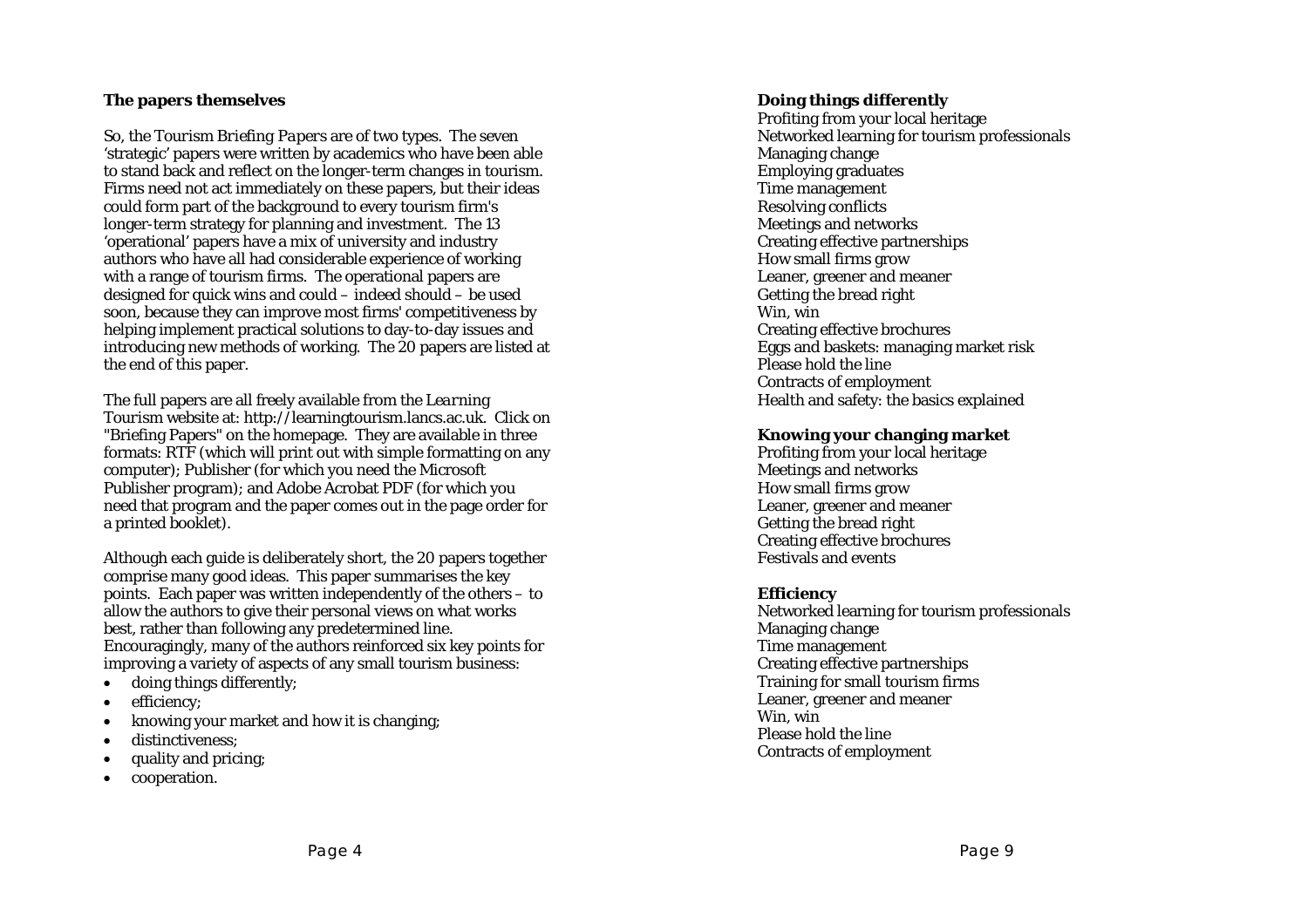### The papers themselves

So, the *Tourism Briefing Papers* are of two types. The seven 'strategic' papers were written by academics who have been able to stand back and reflect on the longer-term changes in tourism. Firms need not act immediately on these papers, but their ideas could form part of the background to every tourism firm's longer-term strategy for planning and investment. The 13 'operational' papers have a mix of university and industry authors who have all had considerable experience of working with a range of tourism firms. The operational papers are designed for quick wins and could – indeed should – be used soon, because they can improve most firms' competitiveness by helping implement practical solutions to day-to-day issues and introducing new methods of working. The 20 papers are listed at the end of this paper.

The full papers are all freely available from the *Learning Tourism* website at: http://learningtourism.lancs.ac.uk. Click on "Briefing Papers" on the homepage. They are available in three formats: RTF (which will print out with simple formatting on any computer); Publisher (for which you need the Microsoft Publisher program); and Adobe Acrobat PDF (for which you need that program and the paper comes out in the page order for a printed booklet).

Although each guide is deliberately short, the 20 papers together comprise many good ideas. This paper summarises the key points. Each paper was written independently of the others – to allow the authors to give their personal views on what works best, rather than following any predetermined line. Encouragingly, many of the authors reinforced six key points for improving a variety of aspects of any small tourism business:

- doing things differently;
- efficiency;
- knowing your market and how it is changing;
- distinctiveness;
- quality and pricing;
- cooperation.

**Doing things differently**

Profiting from your local heritage
Networked learning for tourism professionals
Managing change
Employing graduates
Time management
Resolving conflicts
Meetings and networks
Creating effective partnerships
How small firms grow
Leaner, greener and meaner
Getting the bread right
Win, win
Creating effective brochures
Eggs and baskets: managing market risk
Please hold the line
Contracts of employment
Health and safety: the basics explained

**Knowing your changing market**

Profiting from your local heritage
Meetings and networks
How small firms grow
Leaner, greener and meaner
Getting the bread right
Creating effective brochures
Festivals and events

**Efficiency**

Networked learning for tourism professionals
Managing change
Time management
Creating effective partnerships
Training for small tourism firms
Leaner, greener and meaner
Win, win
Please hold the line
Contracts of employment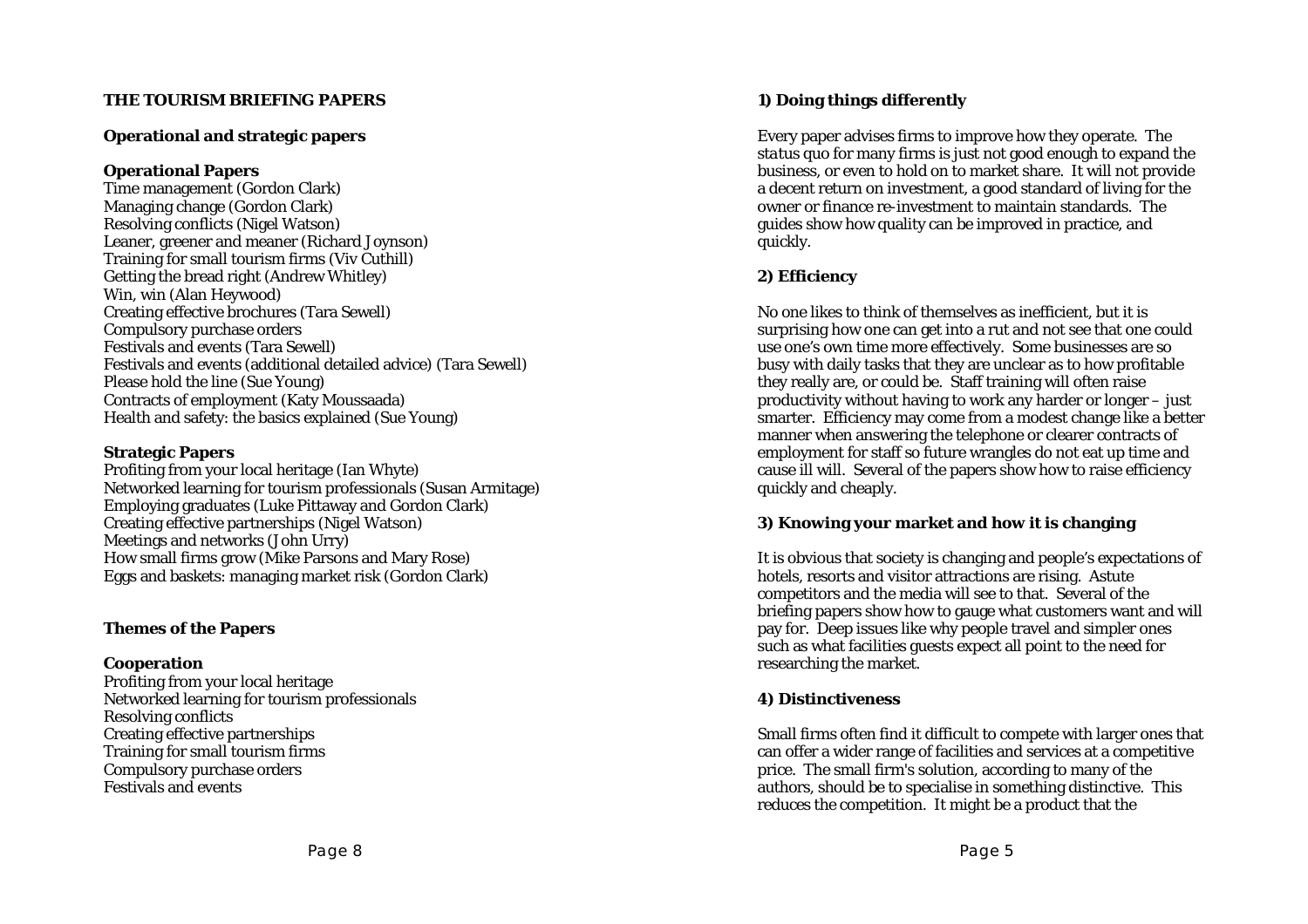## THE TOURISM BRIEFING PAPERS

### Operational and strategic papers

**Operational Papers**

Time management (Gordon Clark)
Managing change (Gordon Clark)
Resolving conflicts (Nigel Watson)
Leaner, greener and meaner (Richard Joynson)
Training for small tourism firms (Viv Cuthill)
Getting the bread right (Andrew Whitley)
Win, win (Alan Heywood)
Creating effective brochures (Tara Sewell)
Compulsory purchase orders
Festivals and events (Tara Sewell)
Festivals and events (additional detailed advice) (Tara Sewell)
Please hold the line (Sue Young)
Contracts of employment (Katy Moussaada)
Health and safety: the basics explained (Sue Young)

**Strategic Papers**

Profiting from your local heritage (Ian Whyte)
Networked learning for tourism professionals (Susan Armitage)
Employing graduates (Luke Pittaway and Gordon Clark)
Creating effective partnerships (Nigel Watson)
Meetings and networks (John Urry)
How small firms grow (Mike Parsons and Mary Rose)
Eggs and baskets: managing market risk (Gordon Clark)

### Themes of the Papers

**Cooperation**

Profiting from your local heritage
Networked learning for tourism professionals
Resolving conflicts
Creating effective partnerships
Training for small tourism firms
Compulsory purchase orders
Festivals and events

### 1) Doing things differently

Every paper advises firms to improve how they operate. The *status quo* for many firms is just not good enough to expand the business, or even to hold on to market share. It will not provide a decent return on investment, a good standard of living for the owner or finance re-investment to maintain standards. The guides show how quality can be improved in practice, and quickly.

### 2) Efficiency

No one likes to think of themselves as inefficient, but it is surprising how one can get into a rut and not see that one could use one's own time more effectively. Some businesses are so busy with daily tasks that they are unclear as to how profitable they really are, or could be. Staff training will often raise productivity without having to work any harder or longer – just smarter. Efficiency may come from a modest change like a better manner when answering the telephone or clearer contracts of employment for staff so future wrangles do not eat up time and cause ill will. Several of the papers show how to raise efficiency quickly and cheaply.

### 3) Knowing your market and how it is changing

It is obvious that society is changing and people's expectations of hotels, resorts and visitor attractions are rising. Astute competitors and the media will see to that. Several of the briefing papers show how to gauge what customers want and will pay for. Deep issues like why people travel and simpler ones such as what facilities guests expect all point to the need for researching the market.

### 4) Distinctiveness

Small firms often find it difficult to compete with larger ones that can offer a wider range of facilities and services at a competitive price. The small firm's solution, according to many of the authors, should be to specialise in something distinctive. This reduces the competition. It might be a product that the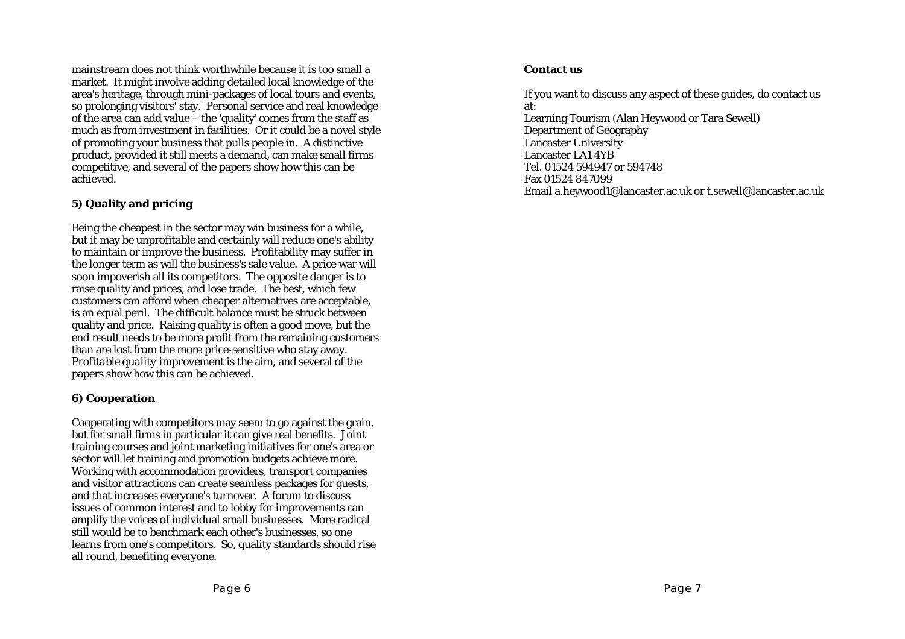mainstream does not think worthwhile because it is too small a market. It might involve adding detailed local knowledge of the area's heritage, through mini-packages of local tours and events, so prolonging visitors' stay. Personal service and real knowledge of the area can add value – the 'quality' comes from the staff as much as from investment in facilities. Or it could be a novel style of promoting your business that pulls people in. A distinctive product, provided it still meets a demand, can make small firms competitive, and several of the papers show how this can be achieved.

### 5) Quality and pricing

Being the cheapest in the sector may win business for a while, but it may be unprofitable and certainly will reduce one's ability to maintain or improve the business. Profitability may suffer in the longer term as will the business's sale value. A price war will soon impoverish all its competitors. The opposite danger is to raise quality and prices, and lose trade. The best, which few customers can afford when cheaper alternatives are acceptable, is an equal peril. The difficult balance must be struck between quality and price. Raising quality is often a good move, but the end result needs to be more profit from the remaining customers than are lost from the more price-sensitive who stay away. *Profitable quality improvement* is the aim, and several of the papers show how this can be achieved.

### 6) Cooperation

Cooperating with competitors may seem to go against the grain, but for small firms in particular it can give real benefits. Joint training courses and joint marketing initiatives for one's area or sector will let training and promotion budgets achieve more. Working with accommodation providers, transport companies and visitor attractions can create seamless packages for guests, and that increases everyone's turnover. A forum to discuss issues of common interest and to lobby for improvements can amplify the voices of individual small businesses. More radical still would be to benchmark each other's businesses, so one learns from one's competitors. So, quality standards should rise all round, benefiting everyone.

### Contact us

If you want to discuss any aspect of these guides, do contact us at:
Learning Tourism (Alan Heywood or Tara Sewell)
Department of Geography
Lancaster University
Lancaster LA1 4YB
Tel. 01524 594947 or 594748
Fax 01524 847099
Email a.heywood1@lancaster.ac.uk or t.sewell@lancaster.ac.uk